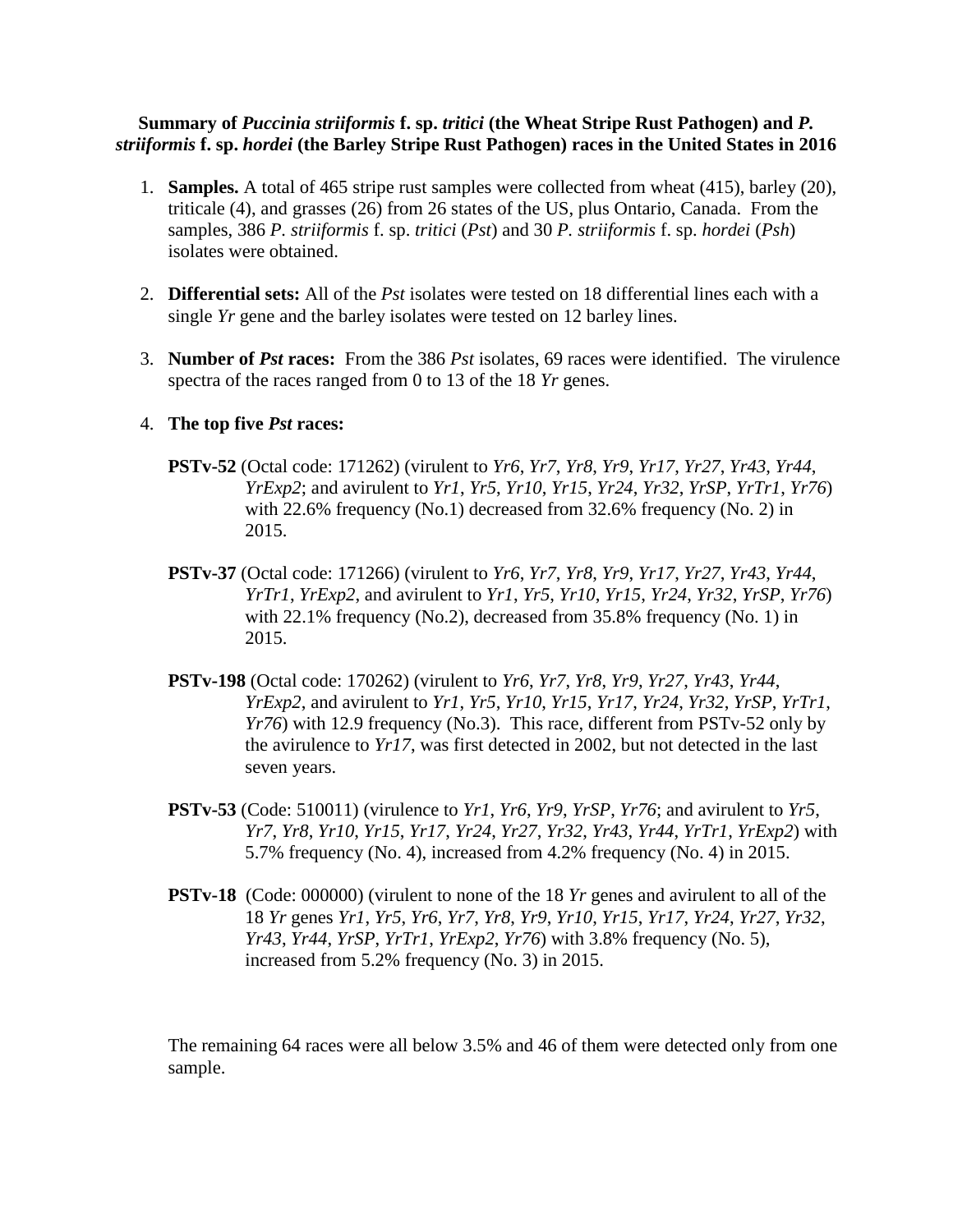**Summary of *Puccinia striiformis* f. sp. *tritici* (the Wheat Stripe Rust Pathogen) and *P. striiformis* f. sp. *hordei* (the Barley Stripe Rust Pathogen) races in the United States in 2016**

1. **Samples.** A total of 465 stripe rust samples were collected from wheat (415), barley (20), triticale (4), and grasses (26) from 26 states of the US, plus Ontario, Canada. From the samples, 386 *P. striiformis* f. sp. *tritici* (*Pst*) and 30 *P. striiformis* f. sp. *hordei* (*Psh*) isolates were obtained.

2. **Differential sets:** All of the *Pst* isolates were tested on 18 differential lines each with a single *Yr* gene and the barley isolates were tested on 12 barley lines.

3. **Number of *Pst* races:** From the 386 *Pst* isolates, 69 races were identified. The virulence spectra of the races ranged from 0 to 13 of the 18 *Yr* genes.

4. **The top five *Pst* races:**

   **PSTv-52** (Octal code: 171262) (virulent to *Yr6*, *Yr7*, *Yr8*, *Yr9*, *Yr17*, *Yr27*, *Yr43*, *Yr44*, *YrExp2*; and avirulent to *Yr1*, *Yr5*, *Yr10*, *Yr15*, *Yr24*, *Yr32*, *YrSP*, *YrTr1*, *Yr76*) with 22.6% frequency (No.1) decreased from 32.6% frequency (No. 2) in 2015.

   **PSTv-37** (Octal code: 171266) (virulent to *Yr6*, *Yr7*, *Yr8*, *Yr9*, *Yr17*, *Yr27*, *Yr43*, *Yr44*, *YrTr1*, *YrExp2*, and avirulent to *Yr1*, *Yr5*, *Yr10*, *Yr15*, *Yr24*, *Yr32*, *YrSP*, *Yr76*) with 22.1% frequency (No.2), decreased from 35.8% frequency (No. 1) in 2015.

   **PSTv-198** (Octal code: 170262) (virulent to *Yr6*, *Yr7*, *Yr8*, *Yr9*, *Yr27*, *Yr43*, *Yr44*, *YrExp2*, and avirulent to *Yr1*, *Yr5*, *Yr10*, *Yr15*, *Yr17*, *Yr24*, *Yr32*, *YrSP*, *YrTr1*, *Yr76*) with 12.9 frequency (No.3). This race, different from PSTv-52 only by the avirulence to *Yr17*, was first detected in 2002, but not detected in the last seven years.

   **PSTv-53** (Code: 510011) (virulence to *Yr1*, *Yr6*, *Yr9*, *YrSP*, *Yr76*; and avirulent to *Yr5*, *Yr7*, *Yr8*, *Yr10*, *Yr15*, *Yr17*, *Yr24*, *Yr27*, *Yr32*, *Yr43*, *Yr44*, *YrTr1*, *YrExp2*) with 5.7% frequency (No. 4), increased from 4.2% frequency (No. 4) in 2015.

   **PSTv-18** (Code: 000000) (virulent to none of the 18 *Yr* genes and avirulent to all of the 18 *Yr* genes *Yr1*, *Yr5*, *Yr6*, *Yr7*, *Yr8*, *Yr9*, *Yr10*, *Yr15*, *Yr17*, *Yr24*, *Yr27*, *Yr32*, *Yr43*, *Yr44*, *YrSP*, *YrTr1*, *YrExp2*, *Yr76*) with 3.8% frequency (No. 5), increased from 5.2% frequency (No. 3) in 2015.

   The remaining 64 races were all below 3.5% and 46 of them were detected only from one sample.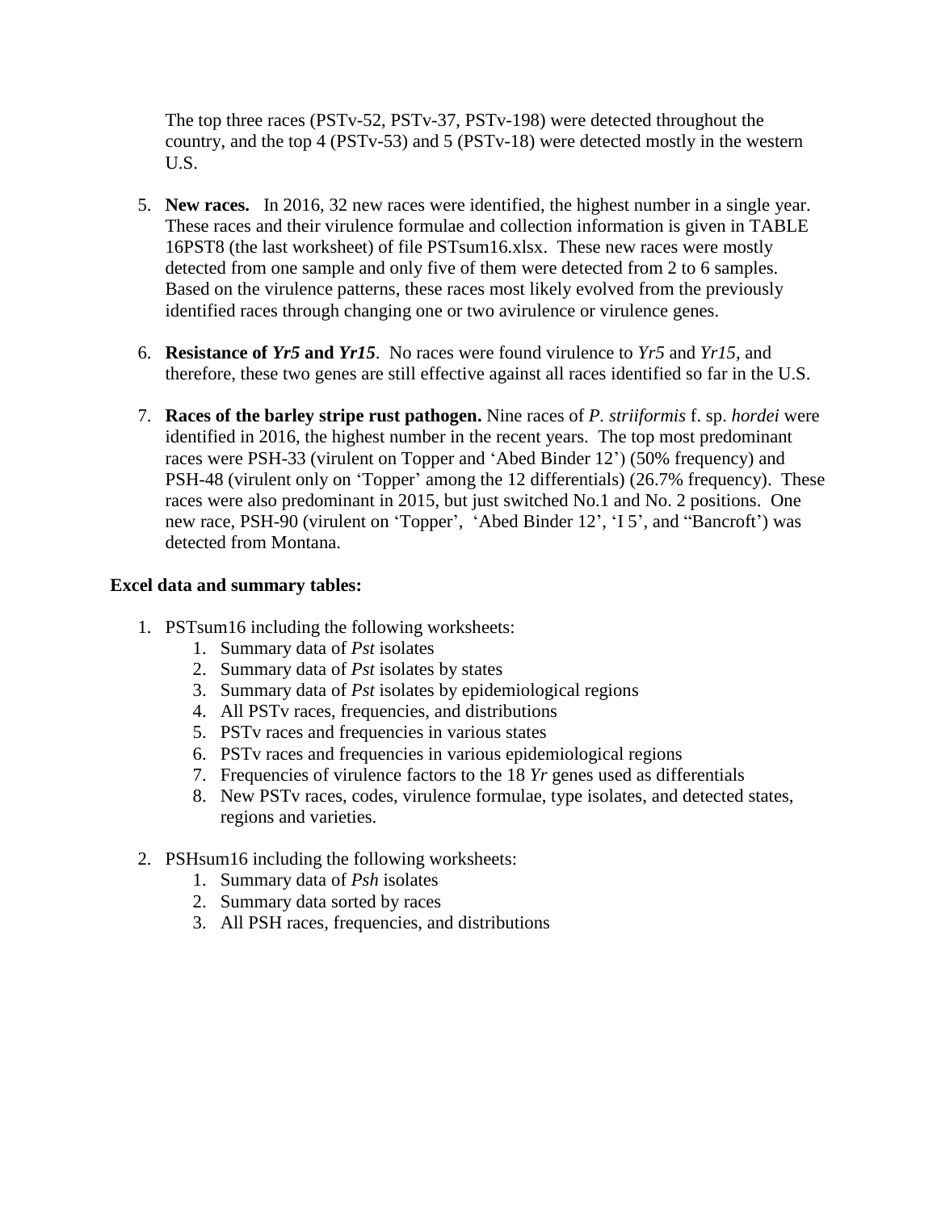The top three races (PSTv-52, PSTv-37, PSTv-198) were detected throughout the country, and the top 4 (PSTv-53) and 5 (PSTv-18) were detected mostly in the western U.S.

5. **New races.** In 2016, 32 new races were identified, the highest number in a single year. These races and their virulence formulae and collection information is given in TABLE 16PST8 (the last worksheet) of file PSTsum16.xlsx. These new races were mostly detected from one sample and only five of them were detected from 2 to 6 samples. Based on the virulence patterns, these races most likely evolved from the previously identified races through changing one or two avirulence or virulence genes.

6. **Resistance of *Yr5* and *Yr15*.** No races were found virulence to *Yr5* and *Yr15*, and therefore, these two genes are still effective against all races identified so far in the U.S.

7. **Races of the barley stripe rust pathogen.** Nine races of *P. striiformis* f. sp. *hordei* were identified in 2016, the highest number in the recent years. The top most predominant races were PSH-33 (virulent on Topper and 'Abed Binder 12') (50% frequency) and PSH-48 (virulent only on 'Topper' among the 12 differentials) (26.7% frequency). These races were also predominant in 2015, but just switched No.1 and No. 2 positions. One new race, PSH-90 (virulent on 'Topper', 'Abed Binder 12', 'I 5', and "Bancroft') was detected from Montana.

**Excel data and summary tables:**

1. PSTsum16 including the following worksheets:
   1. Summary data of *Pst* isolates
   2. Summary data of *Pst* isolates by states
   3. Summary data of *Pst* isolates by epidemiological regions
   4. All PSTv races, frequencies, and distributions
   5. PSTv races and frequencies in various states
   6. PSTv races and frequencies in various epidemiological regions
   7. Frequencies of virulence factors to the 18 *Yr* genes used as differentials
   8. New PSTv races, codes, virulence formulae, type isolates, and detected states, regions and varieties.

2. PSHsum16 including the following worksheets:
   1. Summary data of *Psh* isolates
   2. Summary data sorted by races
   3. All PSH races, frequencies, and distributions